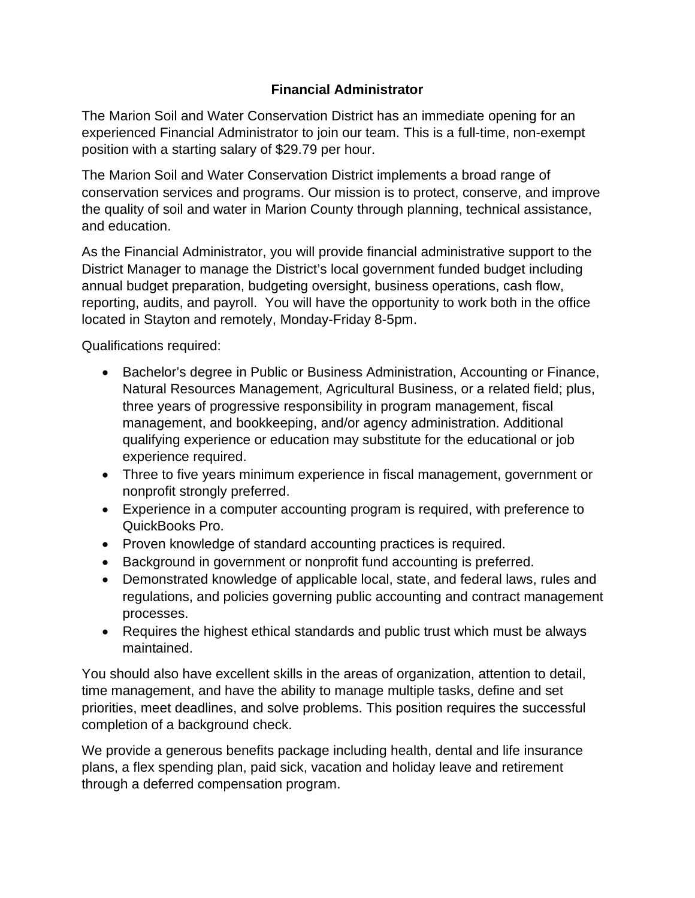# Financial Administrator

The Marion Soil and Water Conservation District has an immediate opening for an experienced Financial Administrator to join our team. This is a full-time, non-exempt position with a starting salary of $29.79 per hour.

The Marion Soil and Water Conservation District implements a broad range of conservation services and programs. Our mission is to protect, conserve, and improve the quality of soil and water in Marion County through planning, technical assistance, and education.

As the Financial Administrator, you will provide financial administrative support to the District Manager to manage the District's local government funded budget including annual budget preparation, budgeting oversight, business operations, cash flow, reporting, audits, and payroll. You will have the opportunity to work both in the office located in Stayton and remotely, Monday-Friday 8-5pm.

Qualifications required:

- Bachelor's degree in Public or Business Administration, Accounting or Finance, Natural Resources Management, Agricultural Business, or a related field; plus, three years of progressive responsibility in program management, fiscal management, and bookkeeping, and/or agency administration. Additional qualifying experience or education may substitute for the educational or job experience required.
- Three to five years minimum experience in fiscal management, government or nonprofit strongly preferred.
- Experience in a computer accounting program is required, with preference to QuickBooks Pro.
- Proven knowledge of standard accounting practices is required.
- Background in government or nonprofit fund accounting is preferred.
- Demonstrated knowledge of applicable local, state, and federal laws, rules and regulations, and policies governing public accounting and contract management processes.
- Requires the highest ethical standards and public trust which must be always maintained.

You should also have excellent skills in the areas of organization, attention to detail, time management, and have the ability to manage multiple tasks, define and set priorities, meet deadlines, and solve problems. This position requires the successful completion of a background check.

We provide a generous benefits package including health, dental and life insurance plans, a flex spending plan, paid sick, vacation and holiday leave and retirement through a deferred compensation program.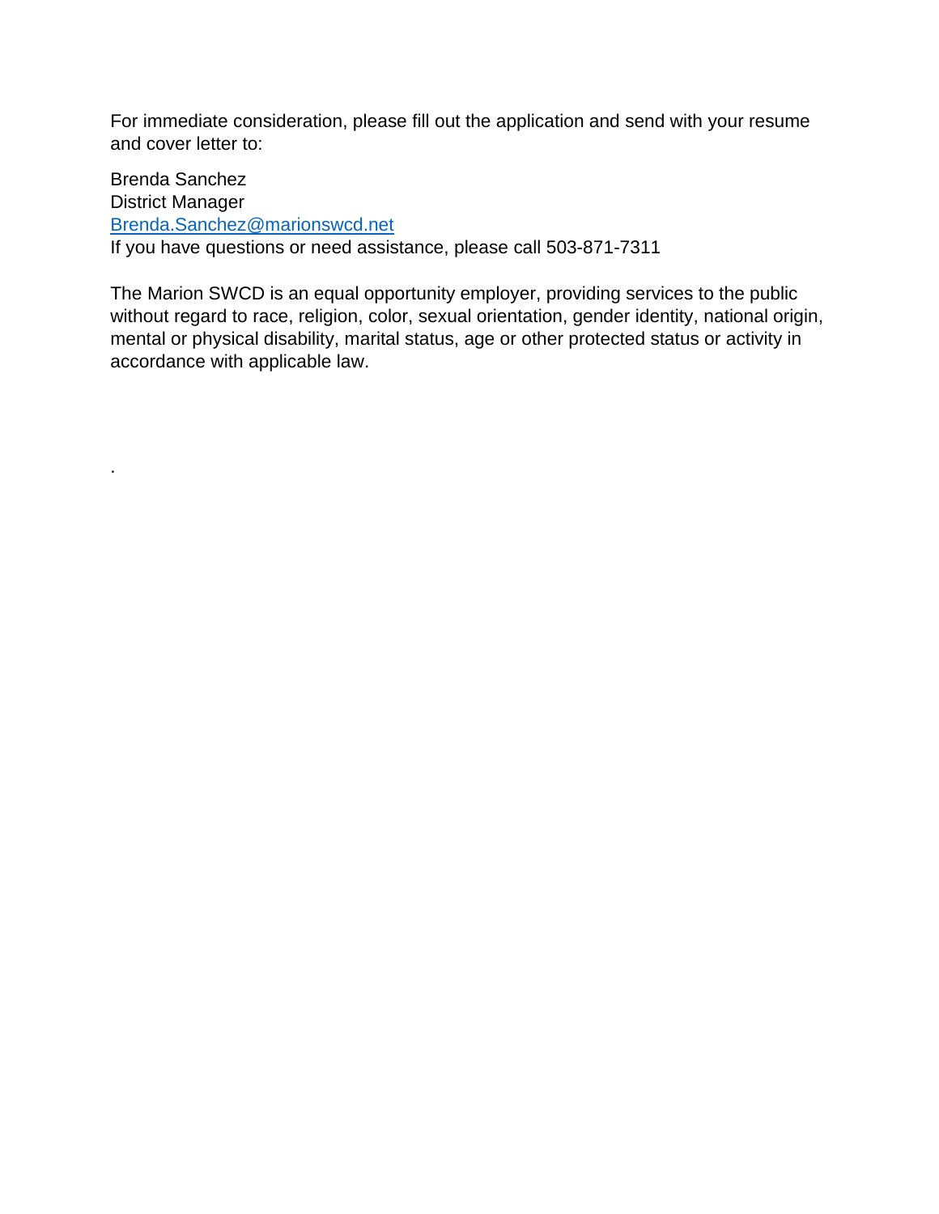For immediate consideration, please fill out the application and send with your resume and cover letter to:

Brenda Sanchez
District Manager
Brenda.Sanchez@marionswcd.net
If you have questions or need assistance, please call 503-871-7311

The Marion SWCD is an equal opportunity employer, providing services to the public without regard to race, religion, color, sexual orientation, gender identity, national origin, mental or physical disability, marital status, age or other protected status or activity in accordance with applicable law.

.